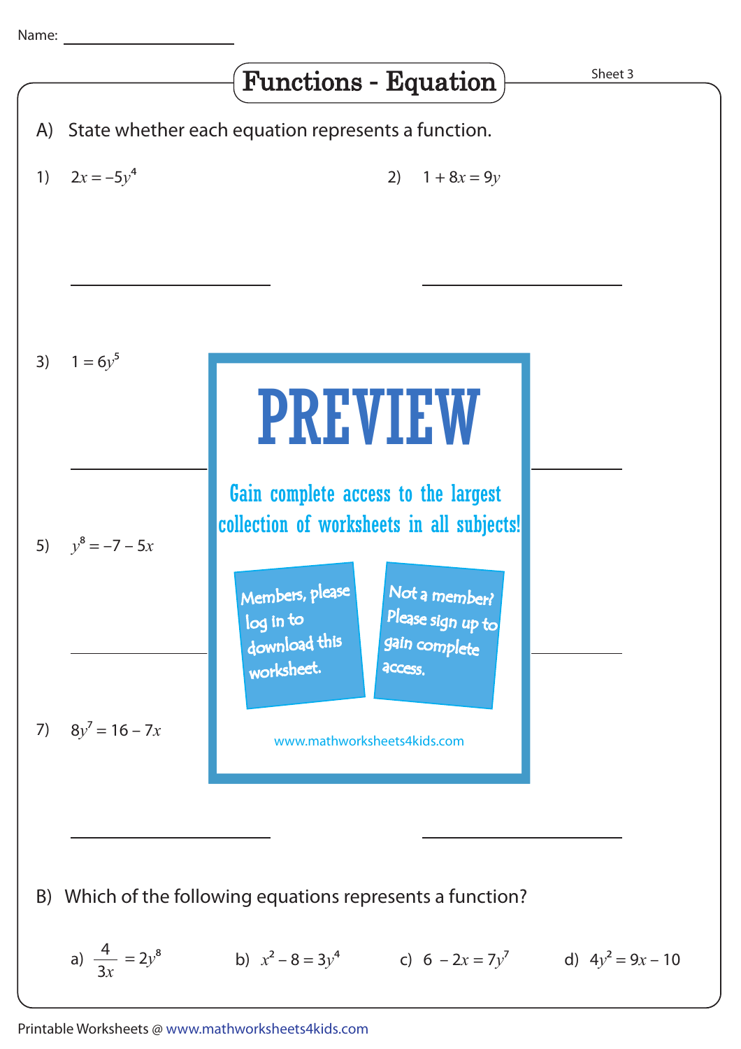Name: ____________________

# Functions - Equation

Sheet 3

A) State whether each equation represents a function.

1) $2x = -5y^4$

2) $1 + 8x = 9y$

3) $1 = 6y^5$

5) $y^8 = -7 - 5x$

7) $8y^7 = 16 - 7x$

PREVIEW

Gain complete access to the largest collection of worksheets in all subjects!

Members, please log in to download this worksheet.

Not a member? Please sign up to gain complete access.

www.mathworksheets4kids.com

B) Which of the following equations represents a function?

a) $\frac{4}{3x} = 2y^8$

b) $x^2 - 8 = 3y^4$

c) $6 - 2x = 7y^7$

d) $4y^2 = 9x - 10$

Printable Worksheets @ www.mathworksheets4kids.com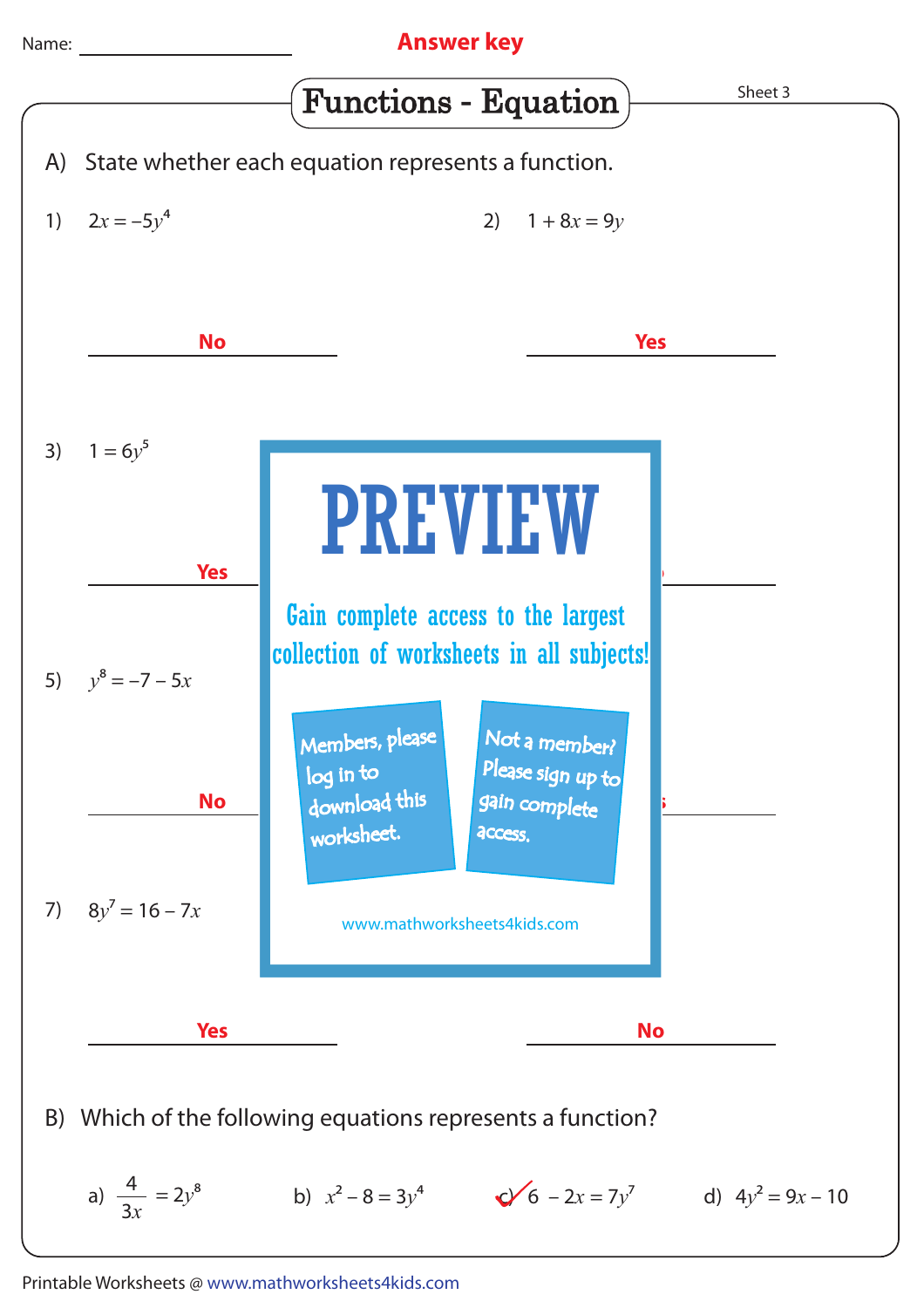Name: ______________________ **Answer key**

# Functions - Equation

Sheet 3

A) State whether each equation represents a function.

1) $2x = -5y^4$

**No**

2) $1 + 8x = 9y$

**Yes**

3) $1 = 6y^5$

**Yes**

5) $y^8 = -7 - 5x$

**No**

7) $8y^7 = 16 - 7x$

**Yes**

**No**

PREVIEW

Gain complete access to the largest collection of worksheets in all subjects!

Members, please log in to download this worksheet.

Not a member? Please sign up to gain complete access.

www.mathworksheets4kids.com

B) Which of the following equations represents a function?

a) $\frac{4}{3x} = 2y^8$

b) $x^2 - 8 = 3y^4$

c) ✓ $6 - 2x = 7y^7$

d) $4y^2 = 9x - 10$